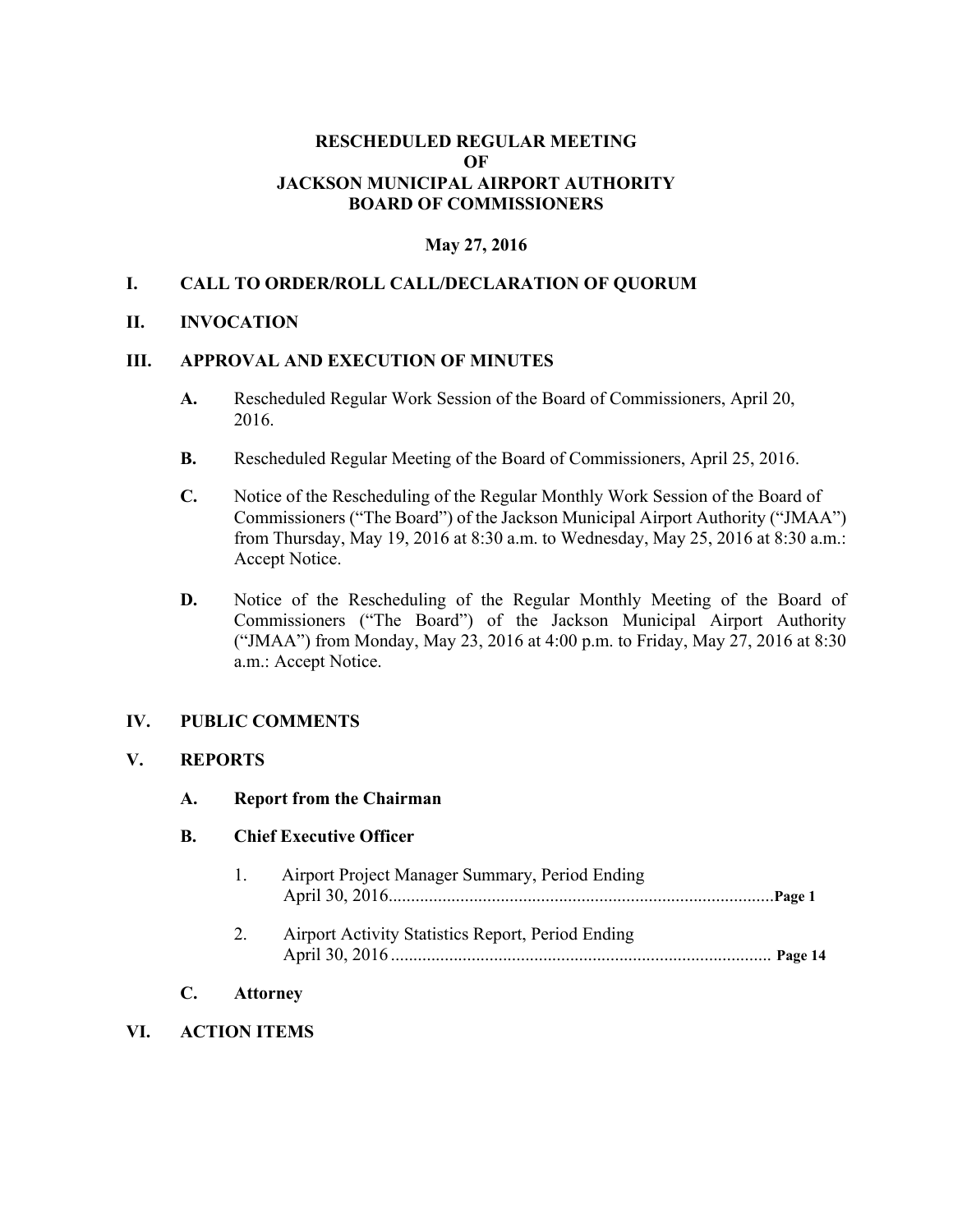# RESCHEDULED REGULAR MEETING
# OF
# JACKSON MUNICIPAL AIRPORT AUTHORITY
# BOARD OF COMMISSIONERS

**May 27, 2016**

## I. CALL TO ORDER/ROLL CALL/DECLARATION OF QUORUM

## II. INVOCATION

## III. APPROVAL AND EXECUTION OF MINUTES

**A.** Rescheduled Regular Work Session of the Board of Commissioners, April 20, 2016.

**B.** Rescheduled Regular Meeting of the Board of Commissioners, April 25, 2016.

**C.** Notice of the Rescheduling of the Regular Monthly Work Session of the Board of Commissioners ("The Board") of the Jackson Municipal Airport Authority ("JMAA") from Thursday, May 19, 2016 at 8:30 a.m. to Wednesday, May 25, 2016 at 8:30 a.m.: Accept Notice.

**D.** Notice of the Rescheduling of the Regular Monthly Meeting of the Board of Commissioners ("The Board") of the Jackson Municipal Airport Authority ("JMAA") from Monday, May 23, 2016 at 4:00 p.m. to Friday, May 27, 2016 at 8:30 a.m.: Accept Notice.

## IV. PUBLIC COMMENTS

## V. REPORTS

**A. Report from the Chairman**

**B. Chief Executive Officer**

1. Airport Project Manager Summary, Period Ending April 30, 2016.......................................................................................**Page 1**

2. Airport Activity Statistics Report, Period Ending April 30, 2016 ..................................................................................... **Page 14**

**C. Attorney**

## VI. ACTION ITEMS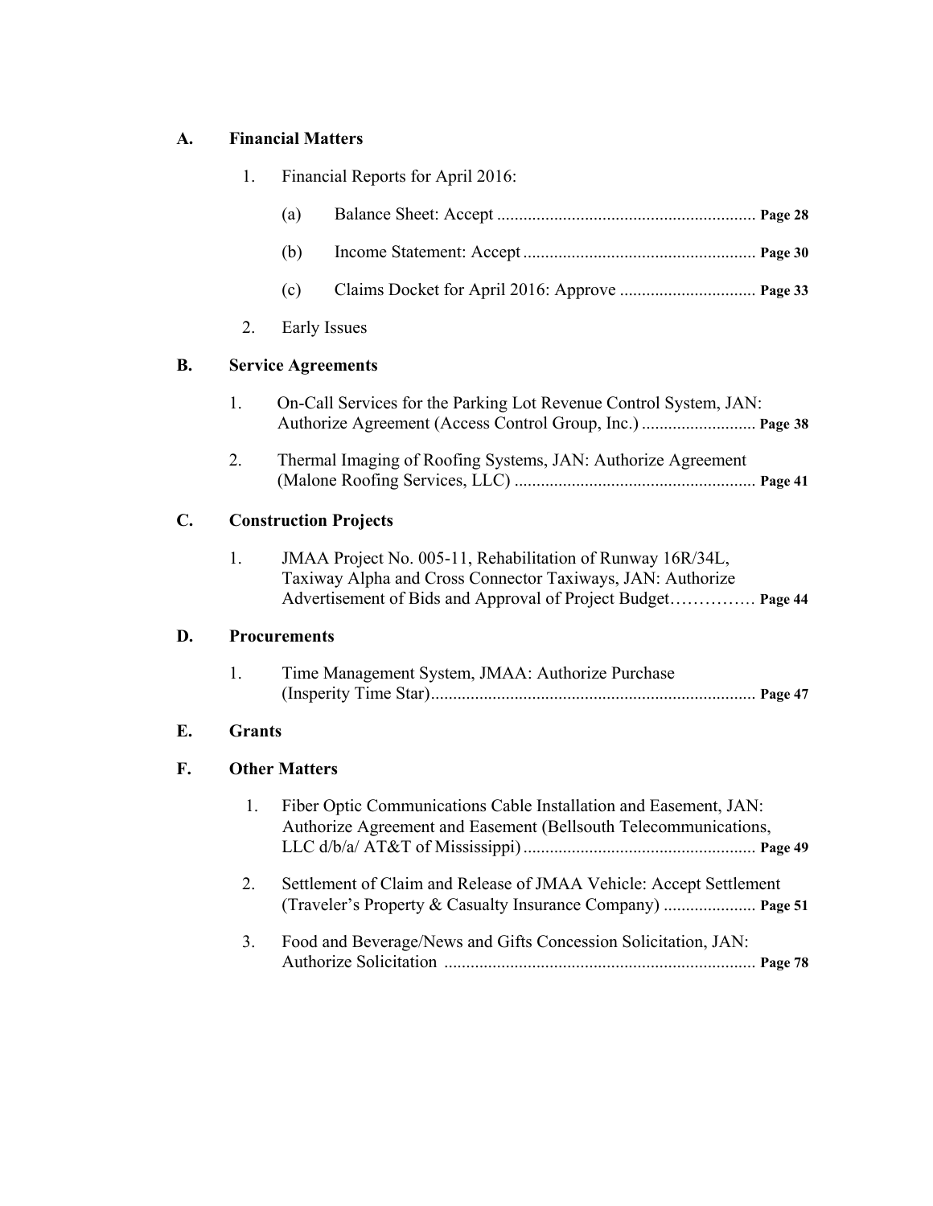## A. Financial Matters

1. Financial Reports for April 2016:

   (a) Balance Sheet: Accept ........................................................... **Page 28**

   (b) Income Statement: Accept ..................................................... **Page 30**

   (c) Claims Docket for April 2016: Approve ............................... **Page 33**

2. Early Issues

## B. Service Agreements

1. On-Call Services for the Parking Lot Revenue Control System, JAN: Authorize Agreement (Access Control Group, Inc.) .......................... **Page 38**

2. Thermal Imaging of Roofing Systems, JAN: Authorize Agreement (Malone Roofing Services, LLC) ....................................................... **Page 41**

## C. Construction Projects

1. JMAA Project No. 005-11, Rehabilitation of Runway 16R/34L, Taxiway Alpha and Cross Connector Taxiways, JAN: Authorize Advertisement of Bids and Approval of Project Budget…………… **Page 44**

## D. Procurements

1. Time Management System, JMAA: Authorize Purchase (Insperity Time Star).......................................................................... **Page 47**

## E. Grants

## F. Other Matters

1. Fiber Optic Communications Cable Installation and Easement, JAN: Authorize Agreement and Easement (Bellsouth Telecommunications, LLC d/b/a/ AT&T of Mississippi) ..................................................... **Page 49**

2. Settlement of Claim and Release of JMAA Vehicle: Accept Settlement (Traveler's Property & Casualty Insurance Company) ..................... **Page 51**

3. Food and Beverage/News and Gifts Concession Solicitation, JAN: Authorize Solicitation ....................................................................... **Page 78**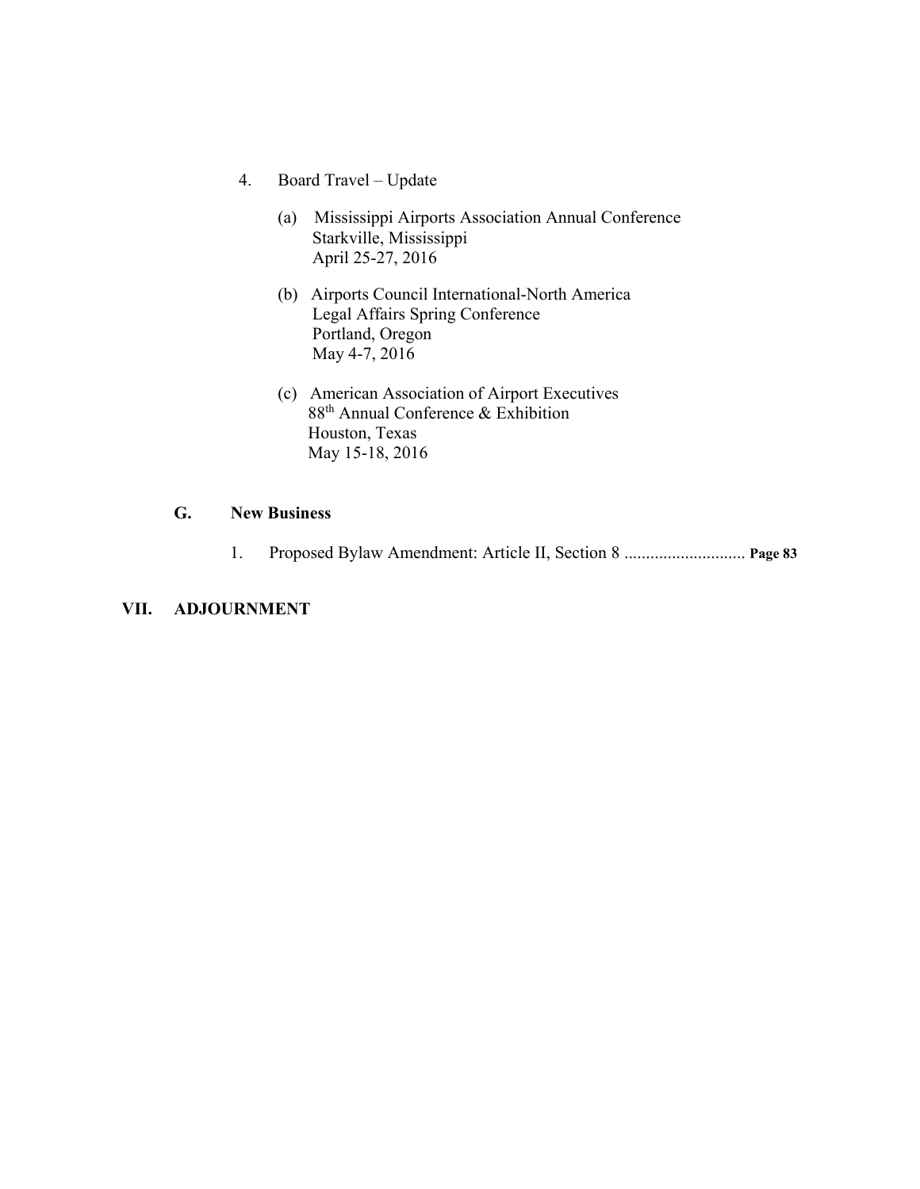4. Board Travel – Update

   (a) Mississippi Airports Association Annual Conference
   Starkville, Mississippi
   April 25-27, 2016

   (b) Airports Council International-North America
   Legal Affairs Spring Conference
   Portland, Oregon
   May 4-7, 2016

   (c) American Association of Airport Executives
   88th Annual Conference & Exhibition
   Houston, Texas
   May 15-18, 2016

**G. New Business**

1. Proposed Bylaw Amendment: Article II, Section 8 ............................ **Page 83**

**VII. ADJOURNMENT**